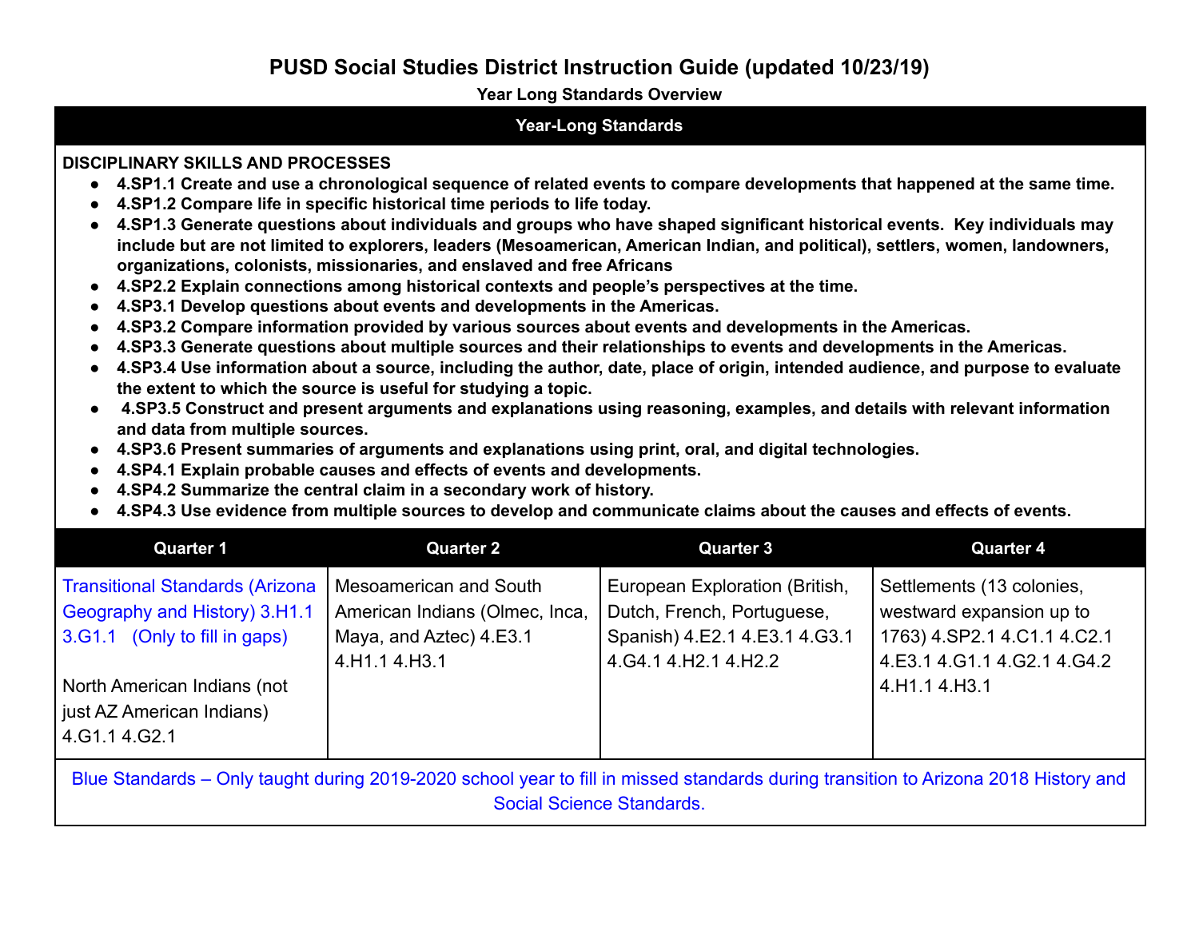# PUSD Social Studies District Instruction Guide (updated 10/23/19)

**Year Long Standards Overview**

## Year-Long Standards

**DISCIPLINARY SKILLS AND PROCESSES**

- **4.SP1.1 Create and use a chronological sequence of related events to compare developments that happened at the same time.**
- **4.SP1.2 Compare life in specific historical time periods to life today.**
- **4.SP1.3 Generate questions about individuals and groups who have shaped significant historical events. Key individuals may include but are not limited to explorers, leaders (Mesoamerican, American Indian, and political), settlers, women, landowners, organizations, colonists, missionaries, and enslaved and free Africans**
- **4.SP2.2 Explain connections among historical contexts and people's perspectives at the time.**
- **4.SP3.1 Develop questions about events and developments in the Americas.**
- **4.SP3.2 Compare information provided by various sources about events and developments in the Americas.**
- **4.SP3.3 Generate questions about multiple sources and their relationships to events and developments in the Americas.**
- **4.SP3.4 Use information about a source, including the author, date, place of origin, intended audience, and purpose to evaluate the extent to which the source is useful for studying a topic.**
- **4.SP3.5 Construct and present arguments and explanations using reasoning, examples, and details with relevant information and data from multiple sources.**
- **4.SP3.6 Present summaries of arguments and explanations using print, oral, and digital technologies.**
- **4.SP4.1 Explain probable causes and effects of events and developments.**
- **4.SP4.2 Summarize the central claim in a secondary work of history.**
- **4.SP4.3 Use evidence from multiple sources to develop and communicate claims about the causes and effects of events.**

| Quarter 1 | Quarter 2 | Quarter 3 | Quarter 4 |
|---|---|---|---|
| Transitional Standards (Arizona Geography and History) 3.H1.1 3.G1.1 (Only to fill in gaps)<br><br>North American Indians (not just AZ American Indians) 4.G1.1 4.G2.1 | Mesoamerican and South American Indians (Olmec, Inca, Maya, and Aztec) 4.E3.1 4.H1.1 4.H3.1 | European Exploration (British, Dutch, French, Portuguese, Spanish) 4.E2.1 4.E3.1 4.G3.1 4.G4.1 4.H2.1 4.H2.2 | Settlements (13 colonies, westward expansion up to 1763) 4.SP2.1 4.C1.1 4.C2.1 4.E3.1 4.G1.1 4.G2.1 4.G4.2 4.H1.1 4.H3.1 |

Blue Standards – Only taught during 2019-2020 school year to fill in missed standards during transition to Arizona 2018 History and Social Science Standards.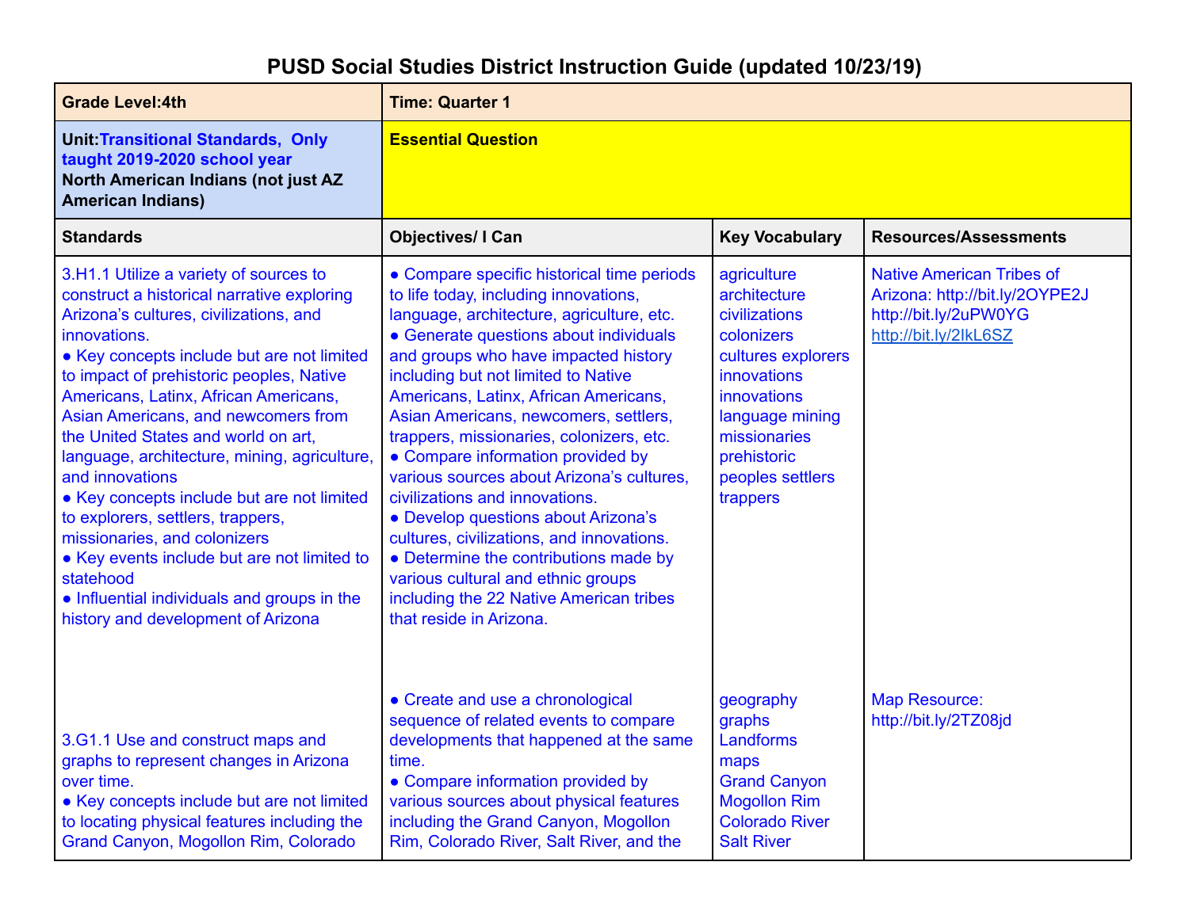# PUSD Social Studies District Instruction Guide (updated 10/23/19)

| Grade Level:4th | Time: Quarter 1 | | |
|---|---|---|---|
| Unit:Transitional Standards, Only taught 2019-2020 school year<br>North American Indians (not just AZ American Indians) | Essential Question | | |
| **Standards** | **Objectives/ I Can** | **Key Vocabulary** | **Resources/Assessments** |
| 3.H1.1 Utilize a variety of sources to construct a historical narrative exploring Arizona's cultures, civilizations, and innovations.<br>● Key concepts include but are not limited to impact of prehistoric peoples, Native Americans, Latinx, African Americans, Asian Americans, and newcomers from the United States and world on art, language, architecture, mining, agriculture, and innovations<br>● Key concepts include but are not limited to explorers, settlers, trappers, missionaries, and colonizers<br>● Key events include but are not limited to statehood<br>● Influential individuals and groups in the history and development of Arizona | ● Compare specific historical time periods to life today, including innovations, language, architecture, agriculture, etc.<br>● Generate questions about individuals and groups who have impacted history including but not limited to Native Americans, Latinx, African Americans, Asian Americans, newcomers, settlers, trappers, missionaries, colonizers, etc.<br>● Compare information provided by various sources about Arizona's cultures, civilizations and innovations.<br>● Develop questions about Arizona's cultures, civilizations, and innovations.<br>● Determine the contributions made by various cultural and ethnic groups including the 22 Native American tribes that reside in Arizona. | agriculture<br>architecture<br>civilizations<br>colonizers<br>cultures explorers<br>innovations<br>innovations<br>language mining<br>missionaries<br>prehistoric<br>peoples settlers<br>trappers | Native American Tribes of Arizona: http://bit.ly/2OYPE2J<br>http://bit.ly/2uPW0YG<br>http://bit.ly/2IkL6SZ |
| 3.G1.1 Use and construct maps and graphs to represent changes in Arizona over time.<br>● Key concepts include but are not limited to locating physical features including the Grand Canyon, Mogollon Rim, Colorado | ● Create and use a chronological sequence of related events to compare developments that happened at the same time.<br>● Compare information provided by various sources about physical features including the Grand Canyon, Mogollon Rim, Colorado River, Salt River, and the | geography<br>graphs<br>Landforms<br>maps<br>Grand Canyon<br>Mogollon Rim<br>Colorado River<br>Salt River | Map Resource: http://bit.ly/2TZ08jd |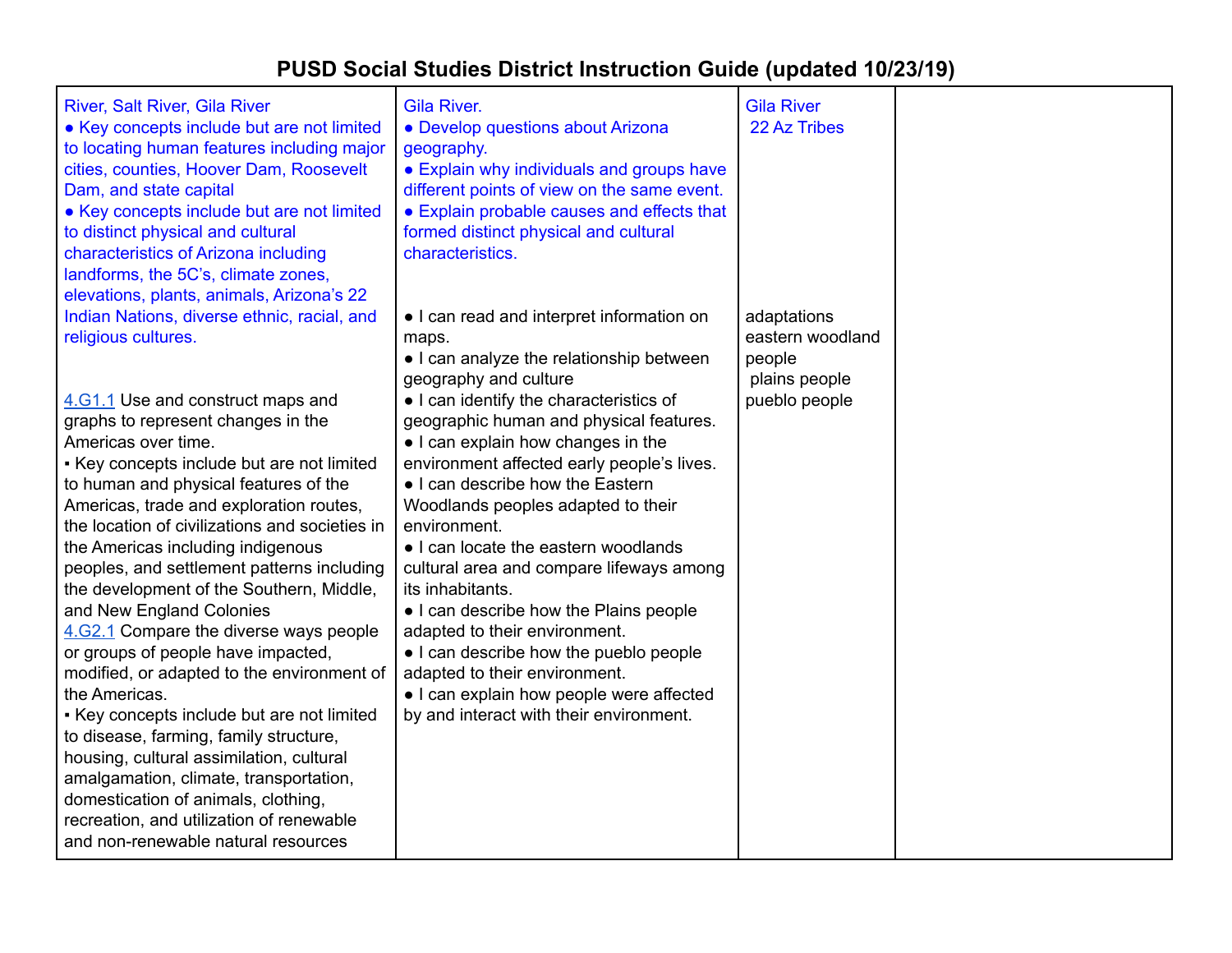# PUSD Social Studies District Instruction Guide (updated 10/23/19)

| | | | |
|---|---|---|---|
| River, Salt River, Gila River<br>● Key concepts include but are not limited to locating human features including major cities, counties, Hoover Dam, Roosevelt Dam, and state capital<br>● Key concepts include but are not limited to distinct physical and cultural characteristics of Arizona including landforms, the 5C's, climate zones, elevations, plants, animals, Arizona's 22 Indian Nations, diverse ethnic, racial, and religious cultures.<br><br>4.G1.1 Use and construct maps and graphs to represent changes in the Americas over time.<br>▪ Key concepts include but are not limited to human and physical features of the Americas, trade and exploration routes, the location of civilizations and societies in the Americas including indigenous peoples, and settlement patterns including the development of the Southern, Middle, and New England Colonies<br>4.G2.1 Compare the diverse ways people or groups of people have impacted, modified, or adapted to the environment of the Americas.<br>▪ Key concepts include but are not limited to disease, farming, family structure, housing, cultural assimilation, cultural amalgamation, climate, transportation, domestication of animals, clothing, recreation, and utilization of renewable and non-renewable natural resources | Gila River.<br>● Develop questions about Arizona geography.<br>● Explain why individuals and groups have different points of view on the same event.<br>● Explain probable causes and effects that formed distinct physical and cultural characteristics.<br><br>● I can read and interpret information on maps.<br>● I can analyze the relationship between geography and culture<br>● I can identify the characteristics of geographic human and physical features.<br>● I can explain how changes in the environment affected early people's lives.<br>● I can describe how the Eastern Woodlands peoples adapted to their environment.<br>● I can locate the eastern woodlands cultural area and compare lifeways among its inhabitants.<br>● I can describe how the Plains people adapted to their environment.<br>● I can describe how the pueblo people adapted to their environment.<br>● I can explain how people were affected by and interact with their environment. | Gila River<br>22 Az Tribes<br><br>adaptations<br>eastern woodland people<br>plains people<br>pueblo people | |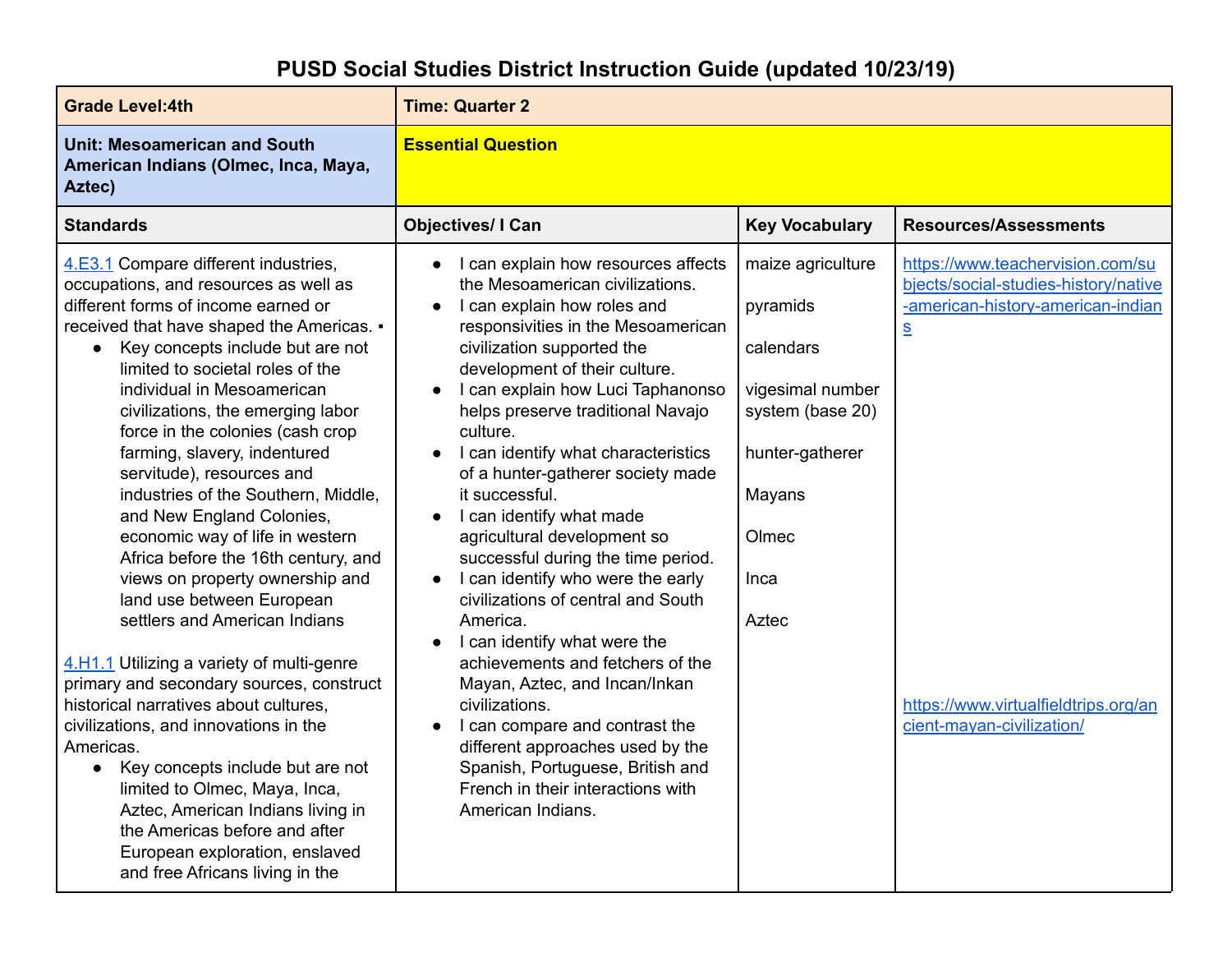# PUSD Social Studies District Instruction Guide (updated 10/23/19)

| Grade Level:4th | Time: Quarter 2 | | |
|---|---|---|---|
| **Unit: Mesoamerican and South American Indians (Olmec, Inca, Maya, Aztec)** | **Essential Question** | | |
| **Standards** | **Objectives/ I Can** | **Key Vocabulary** | **Resources/Assessments** |
| 4.E3.1 Compare different industries, occupations, and resources as well as different forms of income earned or received that have shaped the Americas. ▪<br>• Key concepts include but are not limited to societal roles of the individual in Mesoamerican civilizations, the emerging labor force in the colonies (cash crop farming, slavery, indentured servitude), resources and industries of the Southern, Middle, and New England Colonies, economic way of life in western Africa before the 16th century, and views on property ownership and land use between European settlers and American Indians<br><br>4.H1.1 Utilizing a variety of multi-genre primary and secondary sources, construct historical narratives about cultures, civilizations, and innovations in the Americas.<br>• Key concepts include but are not limited to Olmec, Maya, Inca, Aztec, American Indians living in the Americas before and after European exploration, enslaved and free Africans living in the | • I can explain how resources affects the Mesoamerican civilizations.<br>• I can explain how roles and responsivities in the Mesoamerican civilization supported the development of their culture.<br>• I can explain how Luci Taphanonso helps preserve traditional Navajo culture.<br>• I can identify what characteristics of a hunter-gatherer society made it successful.<br>• I can identify what made agricultural development so successful during the time period.<br>• I can identify who were the early civilizations of central and South America.<br>• I can identify what were the achievements and fetchers of the Mayan, Aztec, and Incan/Inkan civilizations.<br>• I can compare and contrast the different approaches used by the Spanish, Portuguese, British and French in their interactions with American Indians. | maize agriculture<br><br>pyramids<br><br>calendars<br><br>vigesimal number system (base 20)<br><br>hunter-gatherer<br><br>Mayans<br><br>Olmec<br><br>Inca<br><br>Aztec | https://www.teachervision.com/subjects/social-studies-history/native-american-history-american-indians<br><br>https://www.virtualfieldtrips.org/ancient-mayan-civilization/ |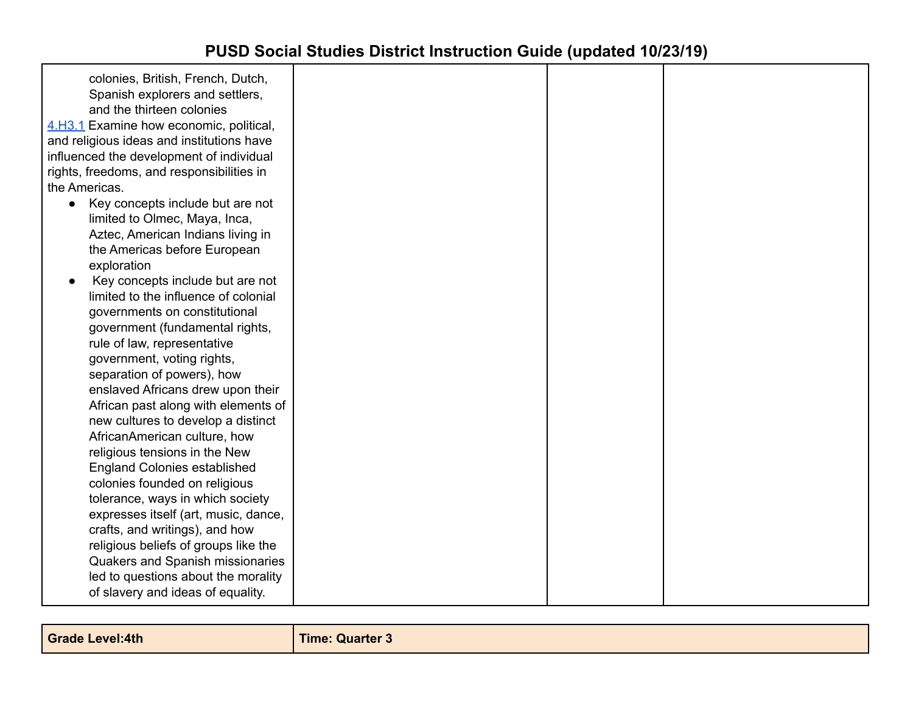| | | | |
|---|---|---|---|
| colonies, British, French, Dutch, Spanish explorers and settlers, and the thirteen colonies<br>4.H3.1 Examine how economic, political, and religious ideas and institutions have influenced the development of individual rights, freedoms, and responsibilities in the Americas.<br>● Key concepts include but are not limited to Olmec, Maya, Inca, Aztec, American Indians living in the Americas before European exploration<br>● Key concepts include but are not limited to the influence of colonial governments on constitutional government (fundamental rights, rule of law, representative government, voting rights, separation of powers), how enslaved Africans drew upon their African past along with elements of new cultures to develop a distinct AfricanAmerican culture, how religious tensions in the New England Colonies established colonies founded on religious tolerance, ways in which society expresses itself (art, music, dance, crafts, and writings), and how religious beliefs of groups like the Quakers and Spanish missionaries led to questions about the morality of slavery and ideas of equality. | | | |

| Grade Level:4th | Time: Quarter 3 |
|---|---|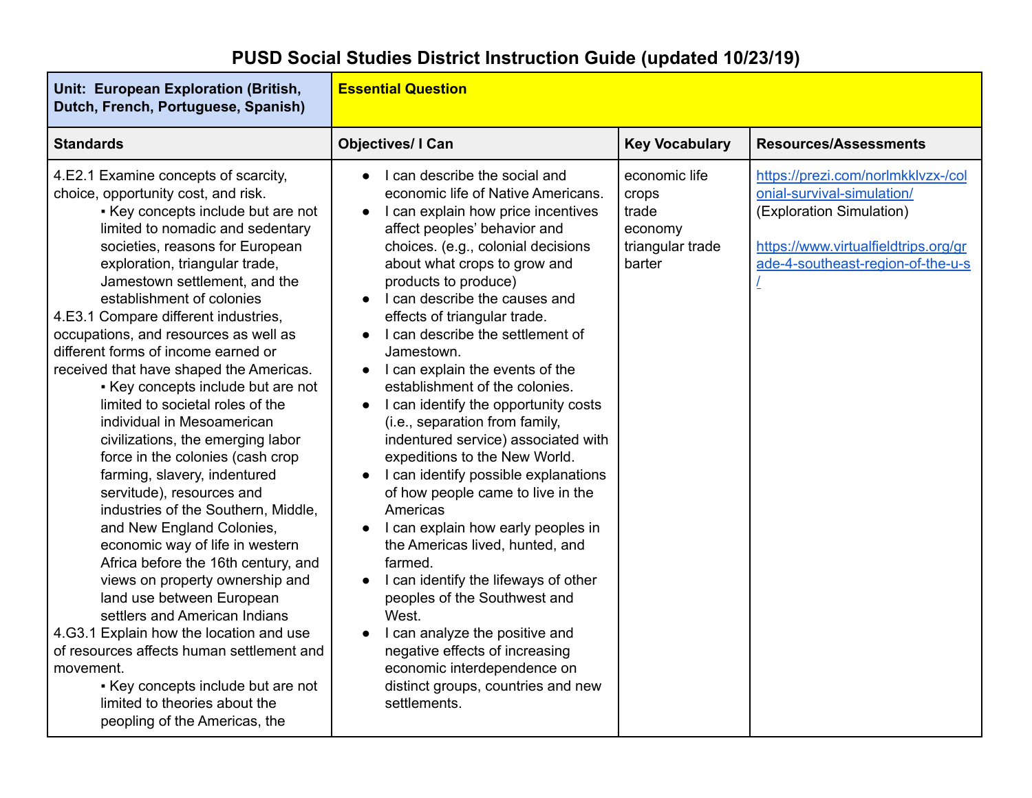# PUSD Social Studies District Instruction Guide (updated 10/23/19)

| **Unit: European Exploration (British, Dutch, French, Portuguese, Spanish)** | **Essential Question** | | |
|---|---|---|---|
| **Standards** | **Objectives/ I Can** | **Key Vocabulary** | **Resources/Assessments** |
| 4.E2.1 Examine concepts of scarcity, choice, opportunity cost, and risk.<br>▪ Key concepts include but are not limited to nomadic and sedentary societies, reasons for European exploration, triangular trade, Jamestown settlement, and the establishment of colonies<br>4.E3.1 Compare different industries, occupations, and resources as well as different forms of income earned or received that have shaped the Americas.<br>▪ Key concepts include but are not limited to societal roles of the individual in Mesoamerican civilizations, the emerging labor force in the colonies (cash crop farming, slavery, indentured servitude), resources and industries of the Southern, Middle, and New England Colonies, economic way of life in western Africa before the 16th century, and views on property ownership and land use between European settlers and American Indians<br>4.G3.1 Explain how the location and use of resources affects human settlement and movement.<br>▪ Key concepts include but are not limited to theories about the peopling of the Americas, the | • I can describe the social and economic life of Native Americans.<br>• I can explain how price incentives affect peoples' behavior and choices. (e.g., colonial decisions about what crops to grow and products to produce)<br>• I can describe the causes and effects of triangular trade.<br>• I can describe the settlement of Jamestown.<br>• I can explain the events of the establishment of the colonies.<br>• I can identify the opportunity costs (i.e., separation from family, indentured service) associated with expeditions to the New World.<br>• I can identify possible explanations of how people came to live in the Americas<br>• I can explain how early peoples in the Americas lived, hunted, and farmed.<br>• I can identify the lifeways of other peoples of the Southwest and West.<br>• I can analyze the positive and negative effects of increasing economic interdependence on distinct groups, countries and new settlements. | economic life<br>crops<br>trade<br>economy<br>triangular trade<br>barter | https://prezi.com/norlmkklvzx-/colonial-survival-simulation/ (Exploration Simulation)<br><br>https://www.virtualfieldtrips.org/grade-4-southeast-region-of-the-u-s/ |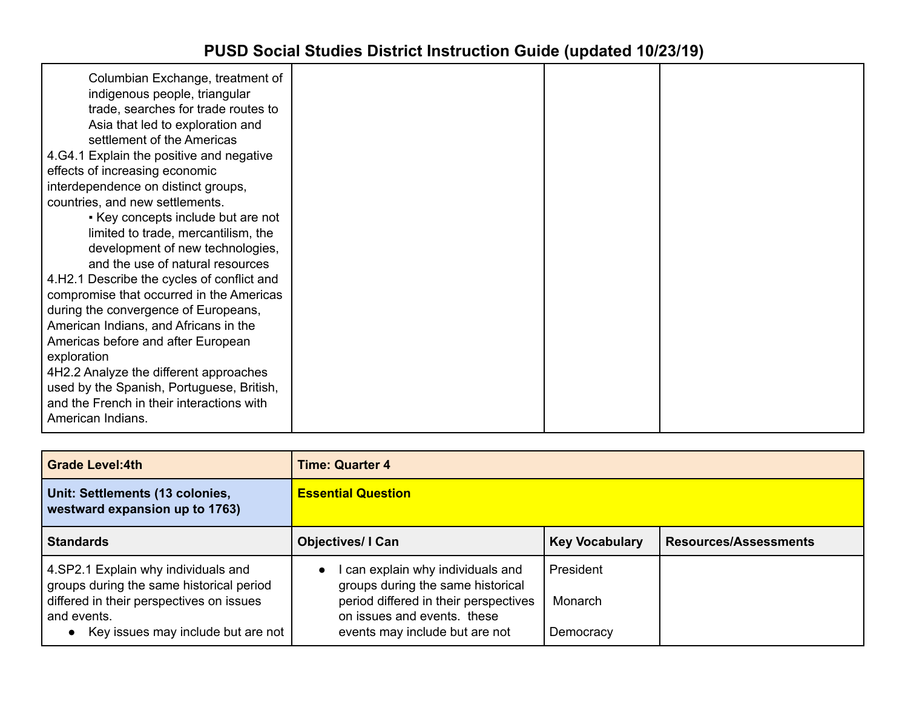# PUSD Social Studies District Instruction Guide (updated 10/23/19)

| | | | |
|---|---|---|---|
| Columbian Exchange, treatment of indigenous people, triangular trade, searches for trade routes to Asia that led to exploration and settlement of the Americas<br>4.G4.1 Explain the positive and negative effects of increasing economic interdependence on distinct groups, countries, and new settlements.<br>▪ Key concepts include but are not limited to trade, mercantilism, the development of new technologies, and the use of natural resources<br>4.H2.1 Describe the cycles of conflict and compromise that occurred in the Americas during the convergence of Europeans, American Indians, and Africans in the Americas before and after European exploration<br>4H2.2 Analyze the different approaches used by the Spanish, Portuguese, British, and the French in their interactions with American Indians. | | | |

| **Grade Level:4th** | **Time: Quarter 4** | | |
|---|---|---|---|
| **Unit: Settlements (13 colonies, westward expansion up to 1763)** | **Essential Question** | | |
| **Standards** | **Objectives/ I Can** | **Key Vocabulary** | **Resources/Assessments** |
| 4.SP2.1 Explain why individuals and groups during the same historical period differed in their perspectives on issues and events.<br>● Key issues may include but are not | ● I can explain why individuals and groups during the same historical period differed in their perspectives on issues and events. these events may include but are not | President<br><br>Monarch<br><br>Democracy | |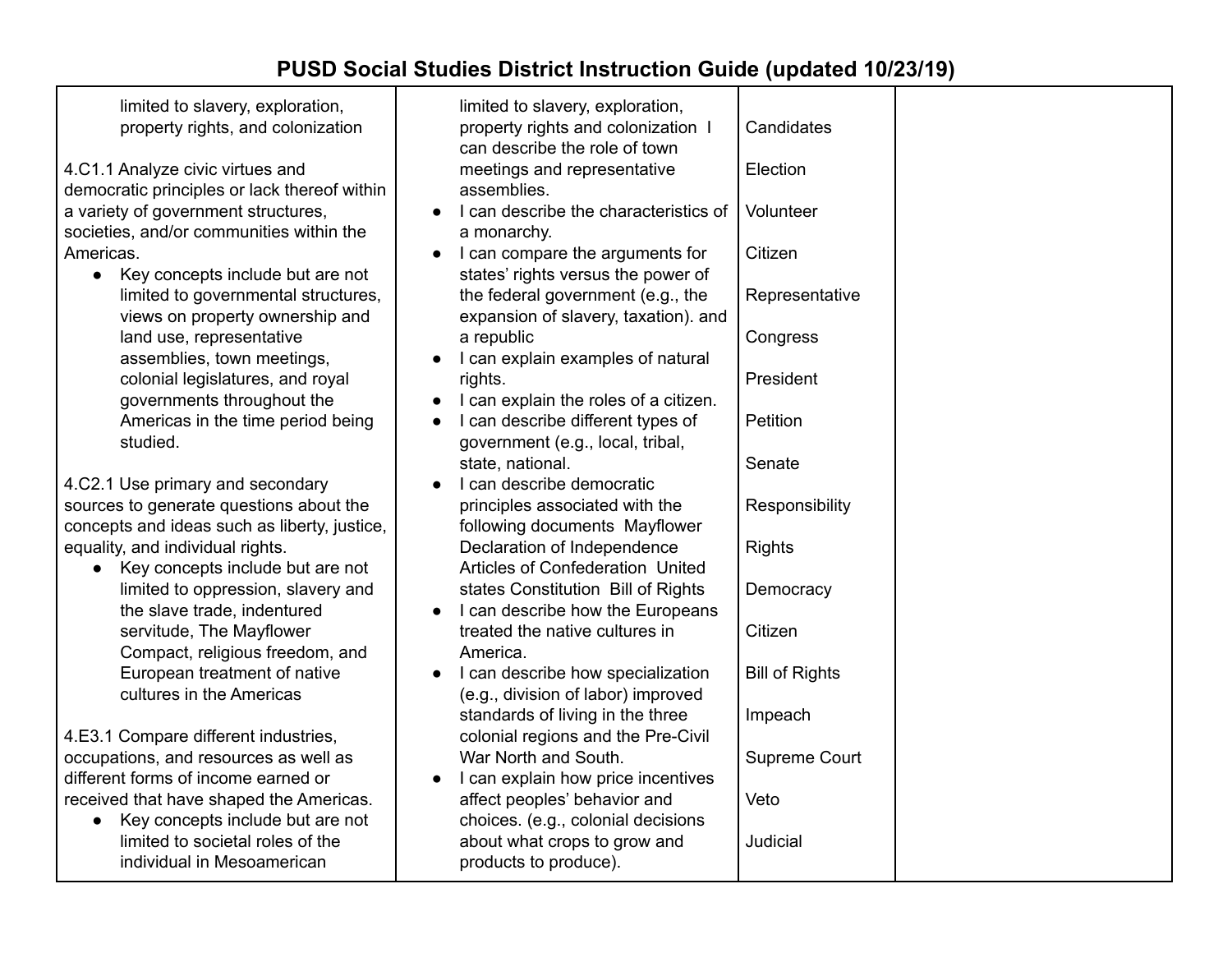| | | | |
|---|---|---|---|
| limited to slavery, exploration, property rights, and colonization<br><br>4.C1.1 Analyze civic virtues and democratic principles or lack thereof within a variety of government structures, societies, and/or communities within the Americas.<br>• Key concepts include but are not limited to governmental structures, views on property ownership and land use, representative assemblies, town meetings, colonial legislatures, and royal governments throughout the Americas in the time period being studied.<br><br>4.C2.1 Use primary and secondary sources to generate questions about the concepts and ideas such as liberty, justice, equality, and individual rights.<br>• Key concepts include but are not limited to oppression, slavery and the slave trade, indentured servitude, The Mayflower Compact, religious freedom, and European treatment of native cultures in the Americas<br><br>4.E3.1 Compare different industries, occupations, and resources as well as different forms of income earned or received that have shaped the Americas.<br>• Key concepts include but are not limited to societal roles of the individual in Mesoamerican | limited to slavery, exploration, property rights and colonization I can describe the role of town meetings and representative assemblies.<br>• I can describe the characteristics of a monarchy.<br>• I can compare the arguments for states' rights versus the power of the federal government (e.g., the expansion of slavery, taxation). and a republic<br>• I can explain examples of natural rights.<br>• I can explain the roles of a citizen.<br>• I can describe different types of government (e.g., local, tribal, state, national.<br>• I can describe democratic principles associated with the following documents Mayflower Declaration of Independence Articles of Confederation United states Constitution Bill of Rights<br>• I can describe how the Europeans treated the native cultures in America.<br>• I can describe how specialization (e.g., division of labor) improved standards of living in the three colonial regions and the Pre-Civil War North and South.<br>• I can explain how price incentives affect peoples' behavior and choices. (e.g., colonial decisions about what crops to grow and products to produce). | Candidates<br><br>Election<br><br>Volunteer<br><br>Citizen<br><br>Representative<br><br>Congress<br><br>President<br><br>Petition<br><br>Senate<br><br>Responsibility<br><br>Rights<br><br>Democracy<br><br>Citizen<br><br>Bill of Rights<br><br>Impeach<br><br>Supreme Court<br><br>Veto<br><br>Judicial | |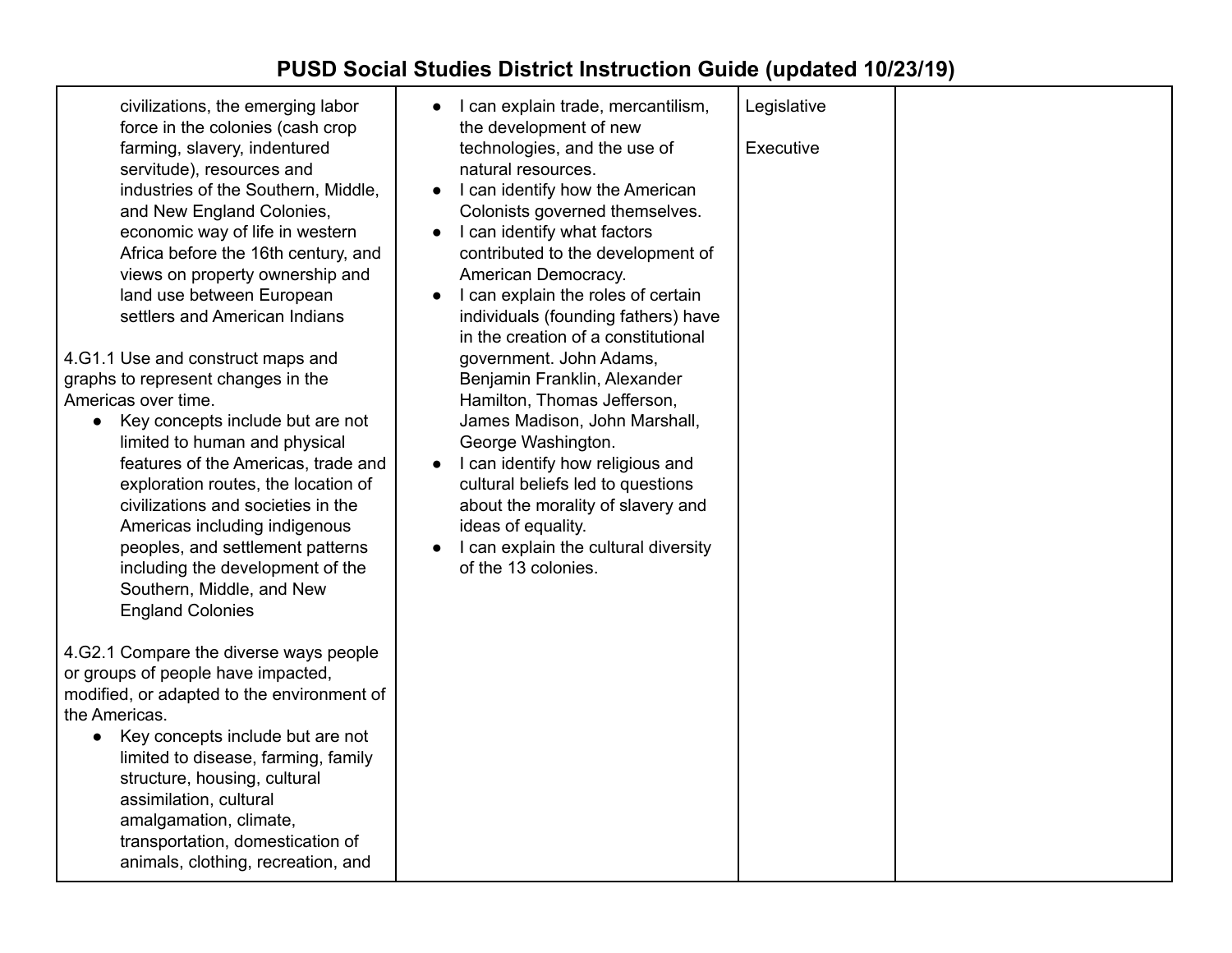| | | | |
|---|---|---|---|
| civilizations, the emerging labor force in the colonies (cash crop farming, slavery, indentured servitude), resources and industries of the Southern, Middle, and New England Colonies, economic way of life in western Africa before the 16th century, and views on property ownership and land use between European settlers and American Indians<br><br>4.G1.1 Use and construct maps and graphs to represent changes in the Americas over time.<br>• Key concepts include but are not limited to human and physical features of the Americas, trade and exploration routes, the location of civilizations and societies in the Americas including indigenous peoples, and settlement patterns including the development of the Southern, Middle, and New England Colonies<br><br>4.G2.1 Compare the diverse ways people or groups of people have impacted, modified, or adapted to the environment of the Americas.<br>• Key concepts include but are not limited to disease, farming, family structure, housing, cultural assimilation, cultural amalgamation, climate, transportation, domestication of animals, clothing, recreation, and | • I can explain trade, mercantilism, the development of new technologies, and the use of natural resources.<br>• I can identify how the American Colonists governed themselves.<br>• I can identify what factors contributed to the development of American Democracy.<br>• I can explain the roles of certain individuals (founding fathers) have in the creation of a constitutional government. John Adams, Benjamin Franklin, Alexander Hamilton, Thomas Jefferson, James Madison, John Marshall, George Washington.<br>• I can identify how religious and cultural beliefs led to questions about the morality of slavery and ideas of equality.<br>• I can explain the cultural diversity of the 13 colonies. | Legislative<br><br>Executive | |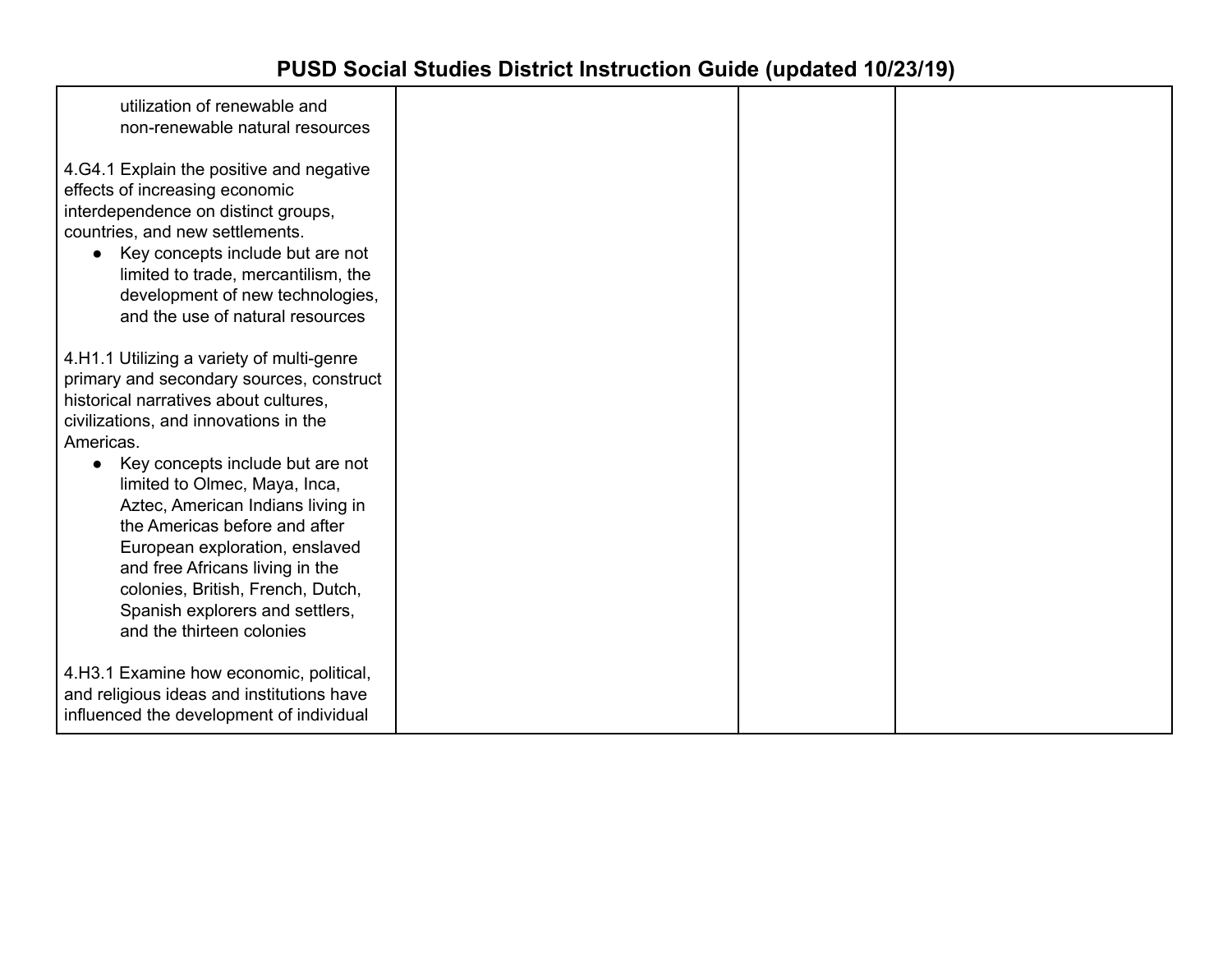| | | | |
|---|---|---|---|
| utilization of renewable and non-renewable natural resources<br><br>4.G4.1 Explain the positive and negative effects of increasing economic interdependence on distinct groups, countries, and new settlements.<br>● Key concepts include but are not limited to trade, mercantilism, the development of new technologies, and the use of natural resources<br><br>4.H1.1 Utilizing a variety of multi-genre primary and secondary sources, construct historical narratives about cultures, civilizations, and innovations in the Americas.<br>● Key concepts include but are not limited to Olmec, Maya, Inca, Aztec, American Indians living in the Americas before and after European exploration, enslaved and free Africans living in the colonies, British, French, Dutch, Spanish explorers and settlers, and the thirteen colonies<br><br>4.H3.1 Examine how economic, political, and religious ideas and institutions have influenced the development of individual | | | |